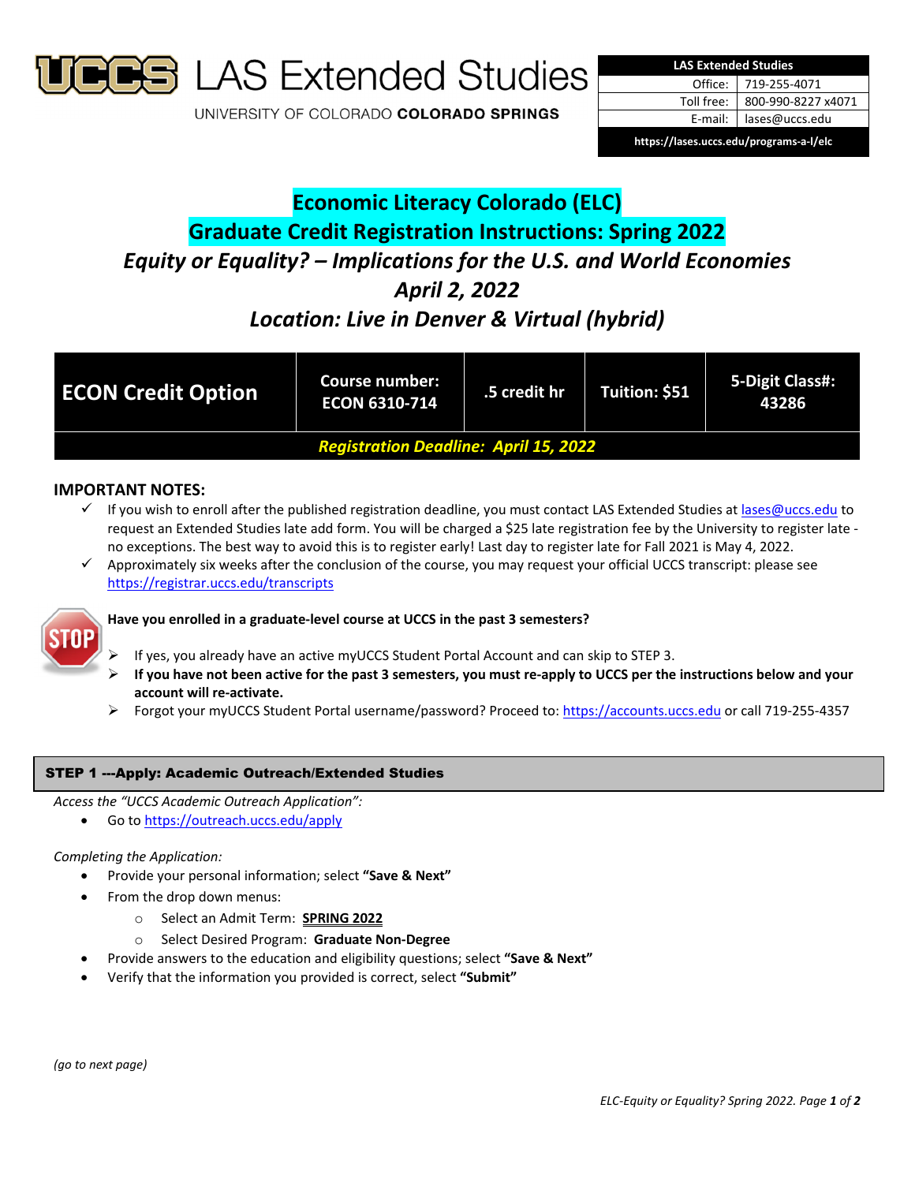# UCCS LAS Extended Studies

UNIVERSITY OF COLORADO **COLORADO SPRINGS**

| LAS Extended Studies | |
|---|---|
| Office: | 719-255-4071 |
| Toll free: | 800-990-8227 x4071 |
| E-mail: | lases@uccs.edu |
| https://lases.uccs.edu/programs-a-l/elc | |

## Economic Literacy Colorado (ELC)
## Graduate Credit Registration Instructions: Spring 2022
### *Equity or Equality? – Implications for the U.S. and World Economies*
### *April 2, 2022*
### *Location: Live in Denver & Virtual (hybrid)*

| ECON Credit Option | Course number: ECON 6310-714 | .5 credit hr | Tuition: $51 | 5-Digit Class#: 43286 |
|---|---|---|---|---|
| ***Registration Deadline: April 15, 2022*** | | | | |

**IMPORTANT NOTES:**

- ✓ If you wish to enroll after the published registration deadline, you must contact LAS Extended Studies at lases@uccs.edu to request an Extended Studies late add form. You will be charged a $25 late registration fee by the University to register late - no exceptions. The best way to avoid this is to register early! Last day to register late for Fall 2021 is May 4, 2022.
- ✓ Approximately six weeks after the conclusion of the course, you may request your official UCCS transcript: please see https://registrar.uccs.edu/transcripts

**Have you enrolled in a graduate-level course at UCCS in the past 3 semesters?**

- If yes, you already have an active myUCCS Student Portal Account and can skip to STEP 3.
- **If you have not been active for the past 3 semesters, you must re-apply to UCCS per the instructions below and your account will re-activate.**
- Forgot your myUCCS Student Portal username/password? Proceed to: https://accounts.uccs.edu or call 719-255-4357

## STEP 1 ---Apply: Academic Outreach/Extended Studies

*Access the "UCCS Academic Outreach Application":*

- Go to https://outreach.uccs.edu/apply

*Completing the Application:*

- Provide your personal information; select **"Save & Next"**
- From the drop down menus:
  - Select an Admit Term: **SPRING 2022**
  - Select Desired Program: **Graduate Non-Degree**
- Provide answers to the education and eligibility questions; select **"Save & Next"**
- Verify that the information you provided is correct, select **"Submit"**

*(go to next page)*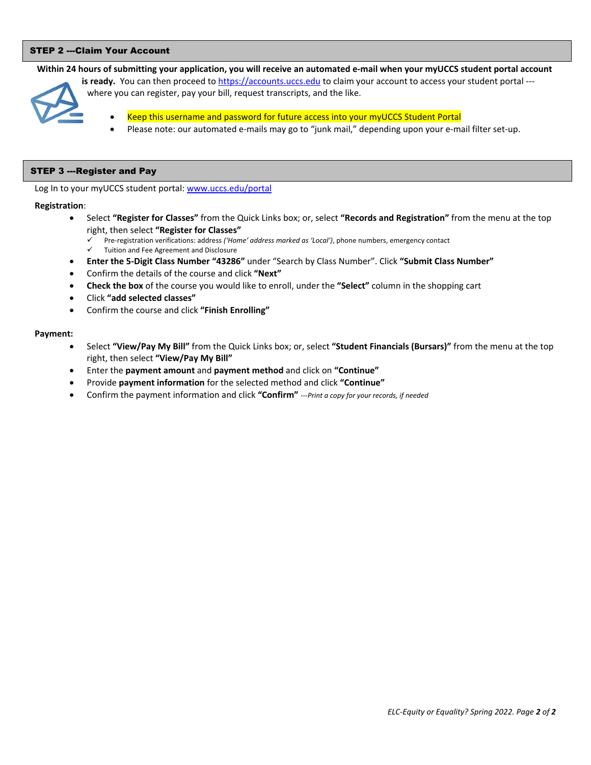## STEP 2 ---Claim Your Account

**Within 24 hours of submitting your application, you will receive an automated e-mail when your myUCCS student portal account is ready.** You can then proceed to https://accounts.uccs.edu to claim your account to access your student portal --- where you can register, pay your bill, request transcripts, and the like.

- Keep this username and password for future access into your myUCCS Student Portal
- Please note: our automated e-mails may go to "junk mail," depending upon your e-mail filter set-up.

## STEP 3 ---Register and Pay

Log In to your myUCCS student portal: www.uccs.edu/portal

**Registration**:

- Select **"Register for Classes"** from the Quick Links box; or, select **"Records and Registration"** from the menu at the top right, then select **"Register for Classes"**
  - ✓ Pre-registration verifications: address *('Home' address marked as 'Local')*, phone numbers, emergency contact
  - ✓ Tuition and Fee Agreement and Disclosure
- **Enter the 5-Digit Class Number "43286"** under "Search by Class Number". Click **"Submit Class Number"**
- Confirm the details of the course and click **"Next"**
- **Check the box** of the course you would like to enroll, under the **"Select"** column in the shopping cart
- Click **"add selected classes"**
- Confirm the course and click **"Finish Enrolling"**

**Payment:**

- Select **"View/Pay My Bill"** from the Quick Links box; or, select **"Student Financials (Bursars)"** from the menu at the top right, then select **"View/Pay My Bill"**
- Enter the **payment amount** and **payment method** and click on **"Continue"**
- Provide **payment information** for the selected method and click **"Continue"**
- Confirm the payment information and click **"Confirm"** *---Print a copy for your records, if needed*